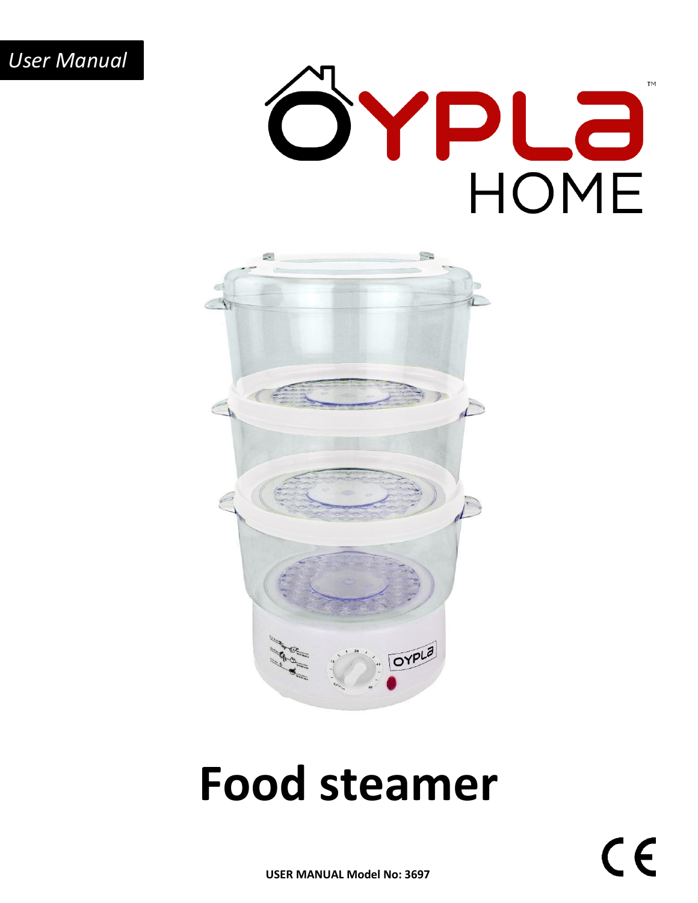*User Manual*

OYPLA™ HOME

# Food steamer

**USER MANUAL Model No: 3697**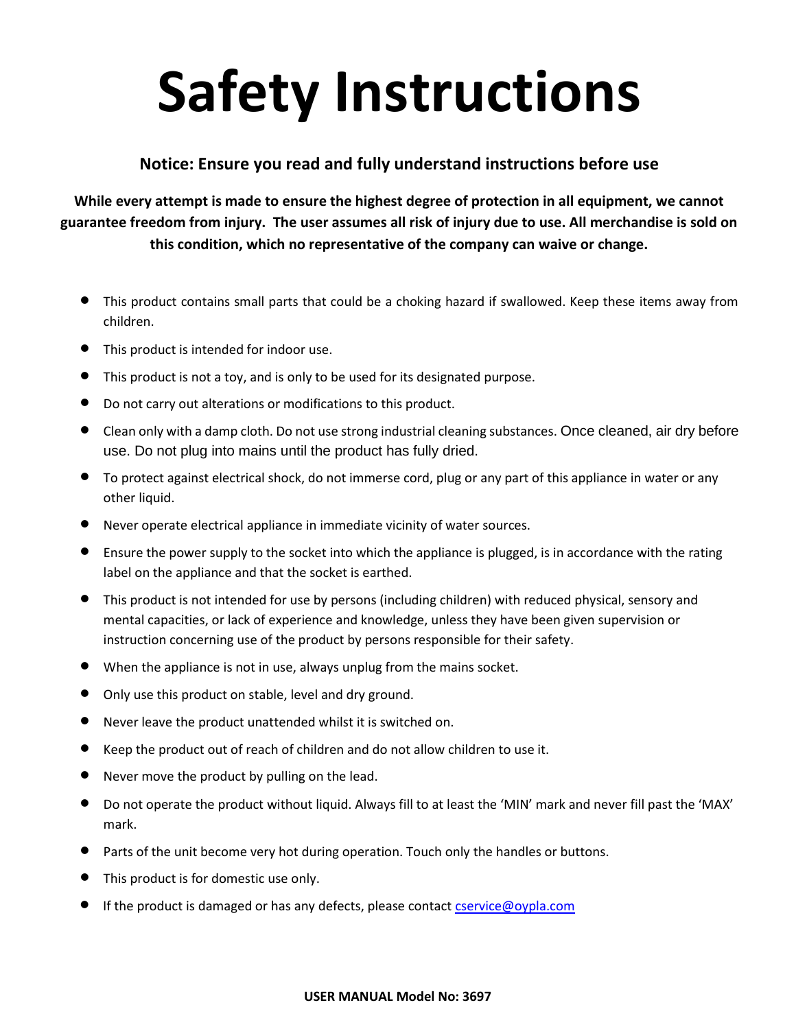# Safety Instructions

**Notice: Ensure you read and fully understand instructions before use**

**While every attempt is made to ensure the highest degree of protection in all equipment, we cannot guarantee freedom from injury. The user assumes all risk of injury due to use. All merchandise is sold on this condition, which no representative of the company can waive or change.**

- This product contains small parts that could be a choking hazard if swallowed. Keep these items away from children.
- This product is intended for indoor use.
- This product is not a toy, and is only to be used for its designated purpose.
- Do not carry out alterations or modifications to this product.
- Clean only with a damp cloth. Do not use strong industrial cleaning substances. Once cleaned, air dry before use. Do not plug into mains until the product has fully dried.
- To protect against electrical shock, do not immerse cord, plug or any part of this appliance in water or any other liquid.
- Never operate electrical appliance in immediate vicinity of water sources.
- Ensure the power supply to the socket into which the appliance is plugged, is in accordance with the rating label on the appliance and that the socket is earthed.
- This product is not intended for use by persons (including children) with reduced physical, sensory and mental capacities, or lack of experience and knowledge, unless they have been given supervision or instruction concerning use of the product by persons responsible for their safety.
- When the appliance is not in use, always unplug from the mains socket.
- Only use this product on stable, level and dry ground.
- Never leave the product unattended whilst it is switched on.
- Keep the product out of reach of children and do not allow children to use it.
- Never move the product by pulling on the lead.
- Do not operate the product without liquid. Always fill to at least the 'MIN' mark and never fill past the 'MAX' mark.
- Parts of the unit become very hot during operation. Touch only the handles or buttons.
- This product is for domestic use only.
- If the product is damaged or has any defects, please contact cservice@oypla.com

**USER MANUAL Model No: 3697**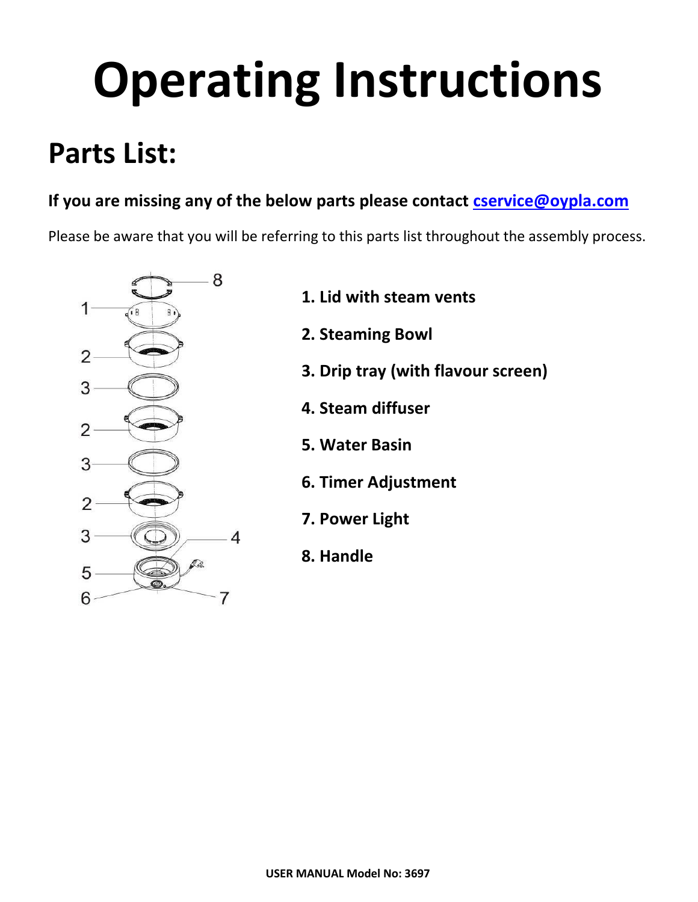# Operating Instructions

## Parts List:

**If you are missing any of the below parts please contact cservice@oypla.com**

Please be aware that you will be referring to this parts list throughout the assembly process.

8
1
2
3
2
3
2
3
4
5
6
7

1. **Lid with steam vents**
2. **Steaming Bowl**
3. **Drip tray (with flavour screen)**
4. **Steam diffuser**
5. **Water Basin**
6. **Timer Adjustment**
7. **Power Light**
8. **Handle**

**USER MANUAL Model No: 3697**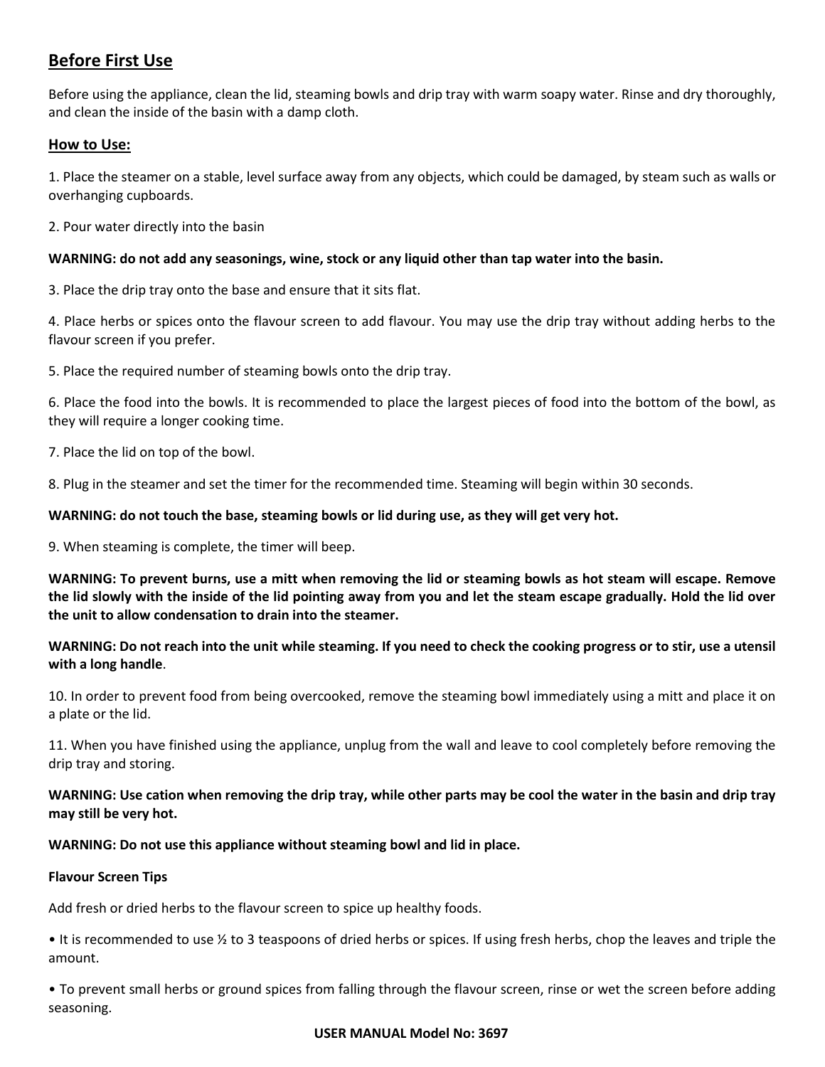## Before First Use

Before using the appliance, clean the lid, steaming bowls and drip tray with warm soapy water. Rinse and dry thoroughly, and clean the inside of the basin with a damp cloth.

### How to Use:

1. Place the steamer on a stable, level surface away from any objects, which could be damaged, by steam such as walls or overhanging cupboards.

2. Pour water directly into the basin

**WARNING: do not add any seasonings, wine, stock or any liquid other than tap water into the basin.**

3. Place the drip tray onto the base and ensure that it sits flat.

4. Place herbs or spices onto the flavour screen to add flavour. You may use the drip tray without adding herbs to the flavour screen if you prefer.

5. Place the required number of steaming bowls onto the drip tray.

6. Place the food into the bowls. It is recommended to place the largest pieces of food into the bottom of the bowl, as they will require a longer cooking time.

7. Place the lid on top of the bowl.

8. Plug in the steamer and set the timer for the recommended time. Steaming will begin within 30 seconds.

**WARNING: do not touch the base, steaming bowls or lid during use, as they will get very hot.**

9. When steaming is complete, the timer will beep.

**WARNING: To prevent burns, use a mitt when removing the lid or steaming bowls as hot steam will escape. Remove the lid slowly with the inside of the lid pointing away from you and let the steam escape gradually. Hold the lid over the unit to allow condensation to drain into the steamer.**

**WARNING: Do not reach into the unit while steaming. If you need to check the cooking progress or to stir, use a utensil with a long handle**.

10. In order to prevent food from being overcooked, remove the steaming bowl immediately using a mitt and place it on a plate or the lid.

11. When you have finished using the appliance, unplug from the wall and leave to cool completely before removing the drip tray and storing.

**WARNING: Use cation when removing the drip tray, while other parts may be cool the water in the basin and drip tray may still be very hot.**

**WARNING: Do not use this appliance without steaming bowl and lid in place.**

**Flavour Screen Tips**

Add fresh or dried herbs to the flavour screen to spice up healthy foods.

- It is recommended to use ½ to 3 teaspoons of dried herbs or spices. If using fresh herbs, chop the leaves and triple the amount.
- To prevent small herbs or ground spices from falling through the flavour screen, rinse or wet the screen before adding seasoning.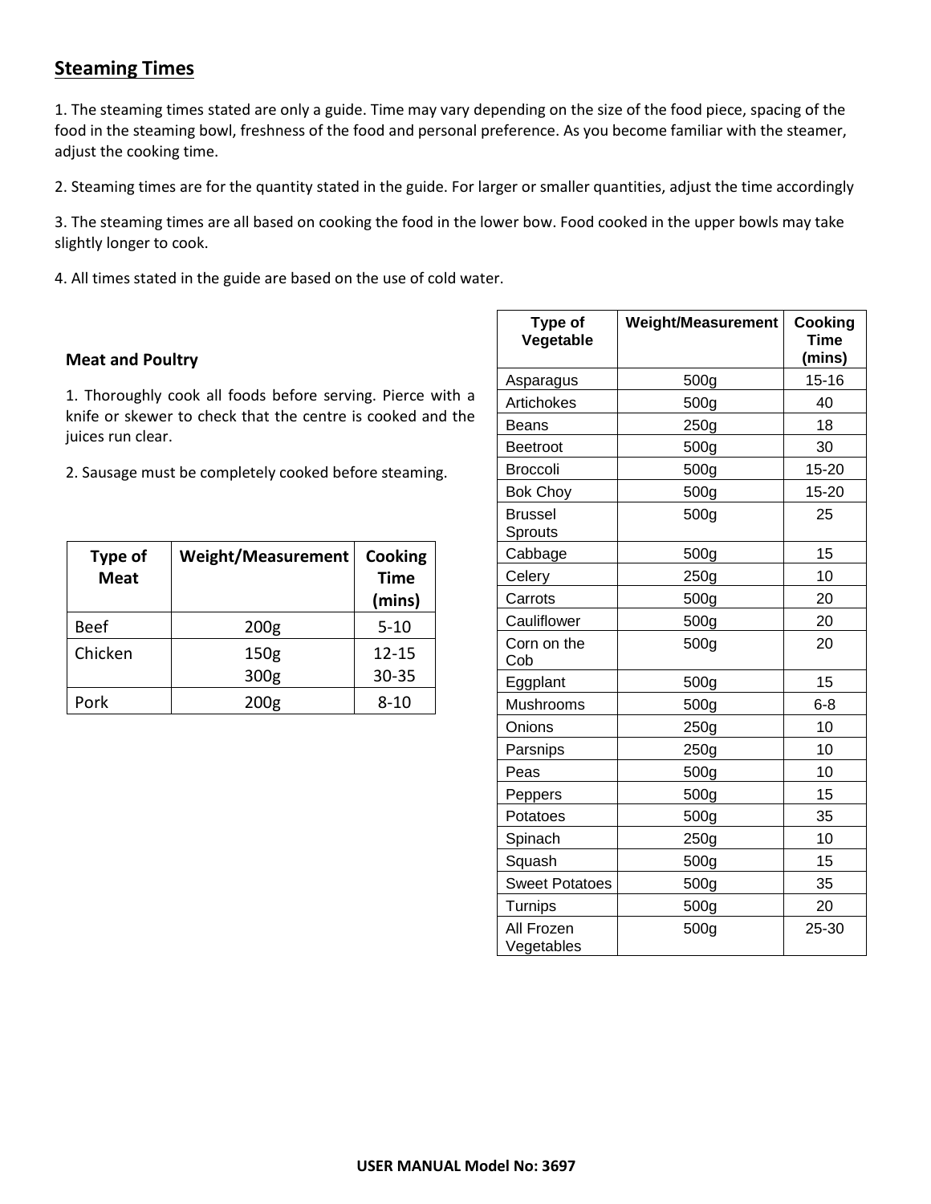## Steaming Times

1. The steaming times stated are only a guide. Time may vary depending on the size of the food piece, spacing of the food in the steaming bowl, freshness of the food and personal preference. As you become familiar with the steamer, adjust the cooking time.

2. Steaming times are for the quantity stated in the guide. For larger or smaller quantities, adjust the time accordingly

3. The steaming times are all based on cooking the food in the lower bow. Food cooked in the upper bowls may take slightly longer to cook.

4. All times stated in the guide are based on the use of cold water.

### Meat and Poultry

1. Thoroughly cook all foods before serving. Pierce with a knife or skewer to check that the centre is cooked and the juices run clear.

2. Sausage must be completely cooked before steaming.

| Type of Meat | Weight/Measurement | Cooking Time (mins) |
|---|---|---|
| Beef | 200g | 5-10 |
| Chicken | 150g<br>300g | 12-15<br>30-35 |
| Pork | 200g | 8-10 |

| Type of Vegetable | Weight/Measurement | Cooking Time (mins) |
|---|---|---|
| Asparagus | 500g | 15-16 |
| Artichokes | 500g | 40 |
| Beans | 250g | 18 |
| Beetroot | 500g | 30 |
| Broccoli | 500g | 15-20 |
| Bok Choy | 500g | 15-20 |
| Brussel Sprouts | 500g | 25 |
| Cabbage | 500g | 15 |
| Celery | 250g | 10 |
| Carrots | 500g | 20 |
| Cauliflower | 500g | 20 |
| Corn on the Cob | 500g | 20 |
| Eggplant | 500g | 15 |
| Mushrooms | 500g | 6-8 |
| Onions | 250g | 10 |
| Parsnips | 250g | 10 |
| Peas | 500g | 10 |
| Peppers | 500g | 15 |
| Potatoes | 500g | 35 |
| Spinach | 250g | 10 |
| Squash | 500g | 15 |
| Sweet Potatoes | 500g | 35 |
| Turnips | 500g | 20 |
| All Frozen Vegetables | 500g | 25-30 |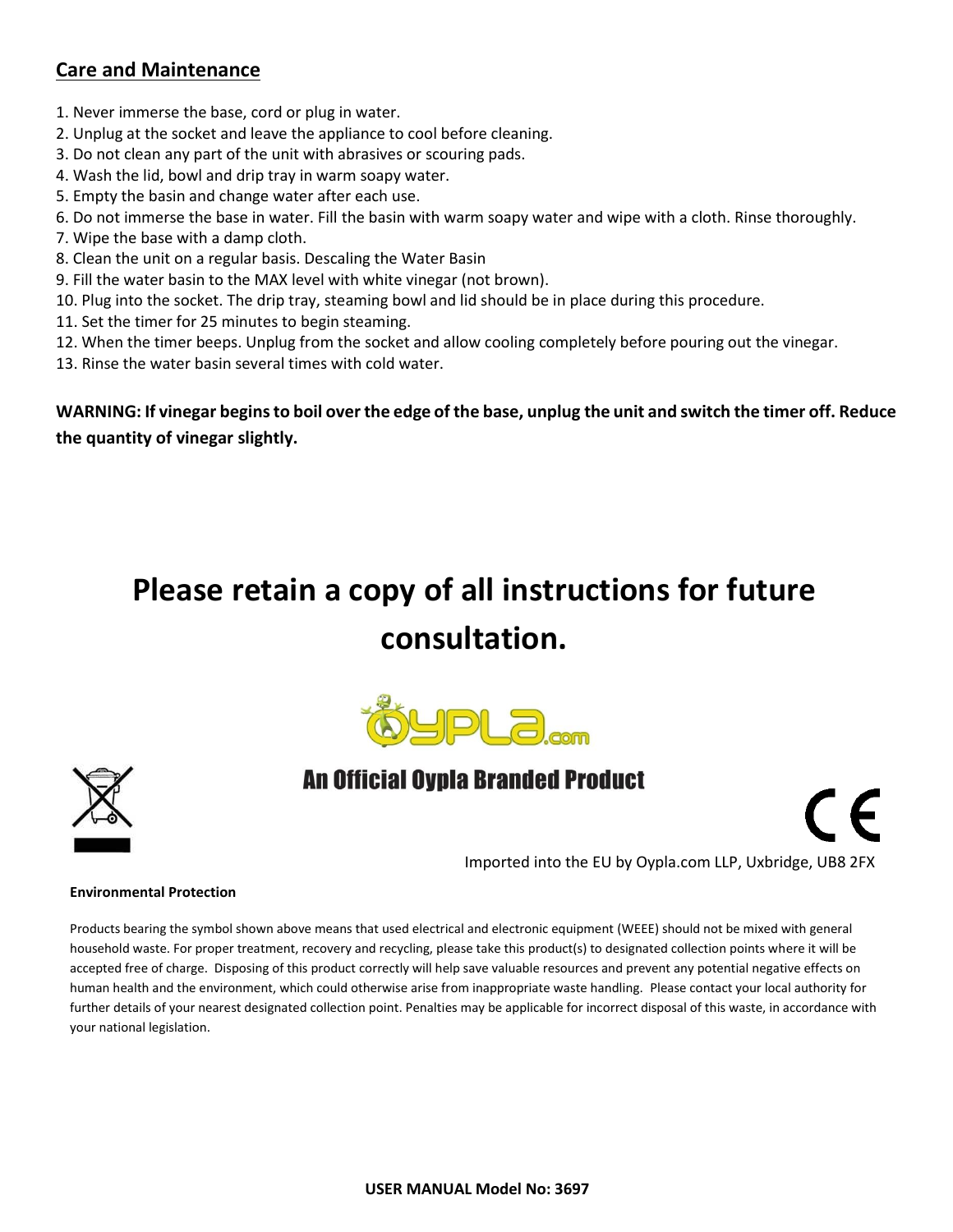## Care and Maintenance

1. Never immerse the base, cord or plug in water.
2. Unplug at the socket and leave the appliance to cool before cleaning.
3. Do not clean any part of the unit with abrasives or scouring pads.
4. Wash the lid, bowl and drip tray in warm soapy water.
5. Empty the basin and change water after each use.
6. Do not immerse the base in water. Fill the basin with warm soapy water and wipe with a cloth. Rinse thoroughly.
7. Wipe the base with a damp cloth.
8. Clean the unit on a regular basis. Descaling the Water Basin
9. Fill the water basin to the MAX level with white vinegar (not brown).
10. Plug into the socket. The drip tray, steaming bowl and lid should be in place during this procedure.
11. Set the timer for 25 minutes to begin steaming.
12. When the timer beeps. Unplug from the socket and allow cooling completely before pouring out the vinegar.
13. Rinse the water basin several times with cold water.

**WARNING: If vinegar begins to boil over the edge of the base, unplug the unit and switch the timer off. Reduce the quantity of vinegar slightly.**

# Please retain a copy of all instructions for future consultation.

OYPLA.com

**An Official Oypla Branded Product**

CE

Imported into the EU by Oypla.com LLP, Uxbridge, UB8 2FX

**Environmental Protection**

Products bearing the symbol shown above means that used electrical and electronic equipment (WEEE) should not be mixed with general household waste. For proper treatment, recovery and recycling, please take this product(s) to designated collection points where it will be accepted free of charge. Disposing of this product correctly will help save valuable resources and prevent any potential negative effects on human health and the environment, which could otherwise arise from inappropriate waste handling. Please contact your local authority for further details of your nearest designated collection point. Penalties may be applicable for incorrect disposal of this waste, in accordance with your national legislation.

**USER MANUAL Model No: 3697**